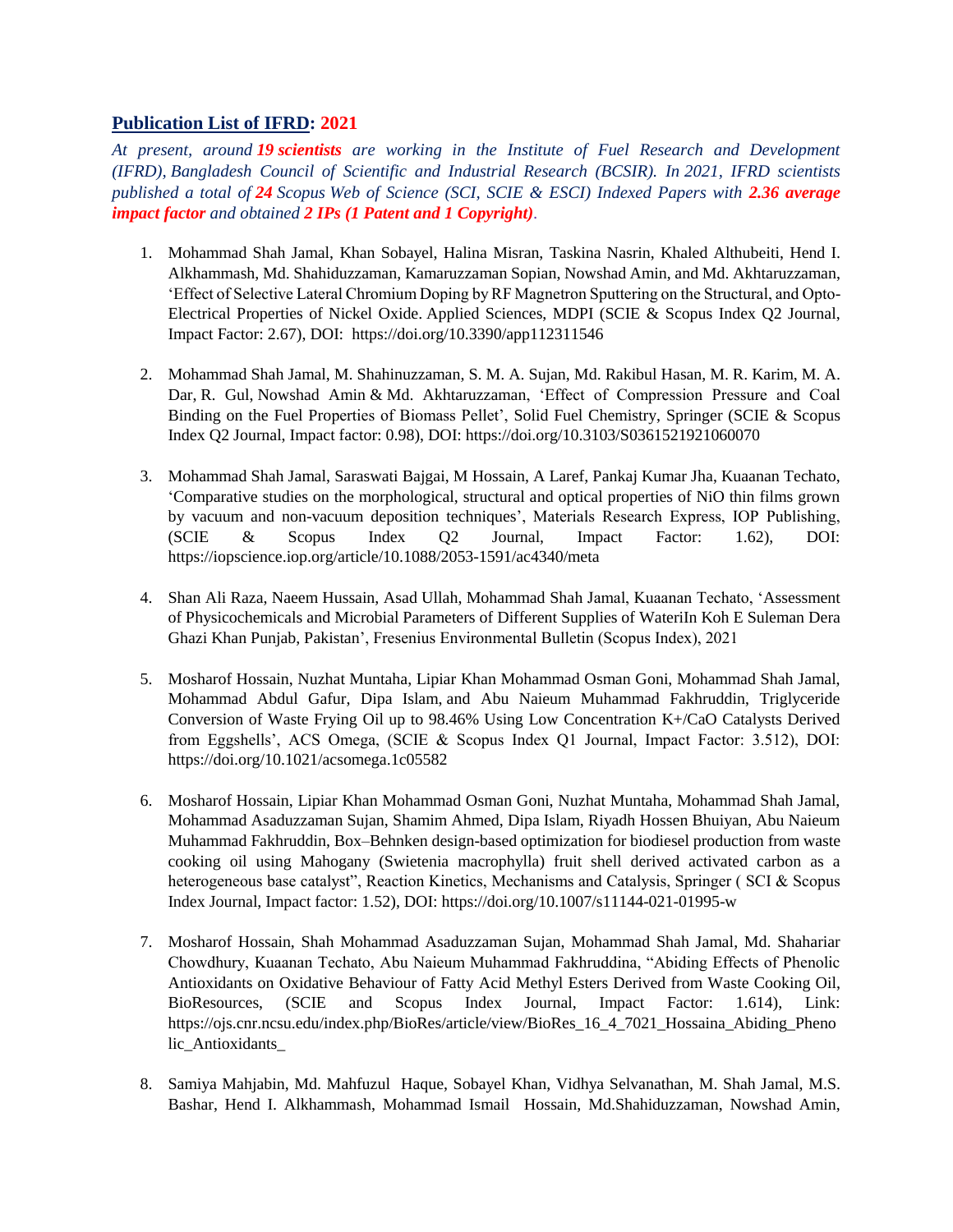## **Publication List of IFRD: 2021**

*At present, around **19 scientists** are working in the Institute of Fuel Research and Development (IFRD), Bangladesh Council of Scientific and Industrial Research (BCSIR). In 2021, IFRD scientists published a total of **24** Scopus Web of Science (SCI, SCIE & ESCI) Indexed Papers with **2.36 average impact factor** and obtained **2 IPs (1 Patent and 1 Copyright)**.*

1. Mohammad Shah Jamal, Khan Sobayel, Halina Misran, Taskina Nasrin, Khaled Althubeiti, Hend I. Alkhammash, Md. Shahiduzzaman, Kamaruzzaman Sopian, Nowshad Amin, and Md. Akhtaruzzaman, 'Effect of Selective Lateral Chromium Doping by RF Magnetron Sputtering on the Structural, and Opto-Electrical Properties of Nickel Oxide. Applied Sciences, MDPI (SCIE & Scopus Index Q2 Journal, Impact Factor: 2.67), DOI: https://doi.org/10.3390/app112311546

2. Mohammad Shah Jamal, M. Shahinuzzaman, S. M. A. Sujan, Md. Rakibul Hasan, M. R. Karim, M. A. Dar, R. Gul, Nowshad Amin & Md. Akhtaruzzaman, 'Effect of Compression Pressure and Coal Binding on the Fuel Properties of Biomass Pellet', Solid Fuel Chemistry, Springer (SCIE & Scopus Index Q2 Journal, Impact factor: 0.98), DOI: https://doi.org/10.3103/S0361521921060070

3. Mohammad Shah Jamal, Saraswati Bajgai, M Hossain, A Laref, Pankaj Kumar Jha, Kuaanan Techato, 'Comparative studies on the morphological, structural and optical properties of NiO thin films grown by vacuum and non-vacuum deposition techniques', Materials Research Express, IOP Publishing, (SCIE & Scopus Index Q2 Journal, Impact Factor: 1.62), DOI: https://iopscience.iop.org/article/10.1088/2053-1591/ac4340/meta

4. Shan Ali Raza, Naeem Hussain, Asad Ullah, Mohammad Shah Jamal, Kuaanan Techato, 'Assessment of Physicochemicals and Microbial Parameters of Different Supplies of WaterIn Koh E Suleman Dera Ghazi Khan Punjab, Pakistan', Fresenius Environmental Bulletin (Scopus Index), 2021

5. Mosharof Hossain, Nuzhat Muntaha, Lipiar Khan Mohammad Osman Goni, Mohammad Shah Jamal, Mohammad Abdul Gafur, Dipa Islam, and Abu Naieum Muhammad Fakhruddin, Triglyceride Conversion of Waste Frying Oil up to 98.46% Using Low Concentration $K^+$/CaO Catalysts Derived from Eggshells', ACS Omega, (SCIE & Scopus Index Q1 Journal, Impact Factor: 3.512), DOI: https://doi.org/10.1021/acsomega.1c05582

6. Mosharof Hossain, Lipiar Khan Mohammad Osman Goni, Nuzhat Muntaha, Mohammad Shah Jamal, Mohammad Asaduzzaman Sujan, Shamim Ahmed, Dipa Islam, Riyadh Hossen Bhuiyan, Abu Naieum Muhammad Fakhruddin, Box–Behnken design-based optimization for biodiesel production from waste cooking oil using Mahogany (Swietenia macrophylla) fruit shell derived activated carbon as a heterogeneous base catalyst", Reaction Kinetics, Mechanisms and Catalysis, Springer ( SCI & Scopus Index Journal, Impact factor: 1.52), DOI: https://doi.org/10.1007/s11144-021-01995-w

7. Mosharof Hossain, Shah Mohammad Asaduzzaman Sujan, Mohammad Shah Jamal, Md. Shahariar Chowdhury, Kuaanan Techato, Abu Naieum Muhammad Fakhruddina, "Abiding Effects of Phenolic Antioxidants on Oxidative Behaviour of Fatty Acid Methyl Esters Derived from Waste Cooking Oil, BioResources, (SCIE and Scopus Index Journal, Impact Factor: 1.614), Link: https://ojs.cnr.ncsu.edu/index.php/BioRes/article/view/BioRes_16_4_7021_Hossaina_Abiding_Phenolic_Antioxidants_

8. Samiya Mahjabin, Md. Mahfuzul Haque, Sobayel Khan, Vidhya Selvanathan, M. Shah Jamal, M.S. Bashar, Hend I. Alkhammash, Mohammad Ismail Hossain, Md.Shahiduzzaman, Nowshad Amin,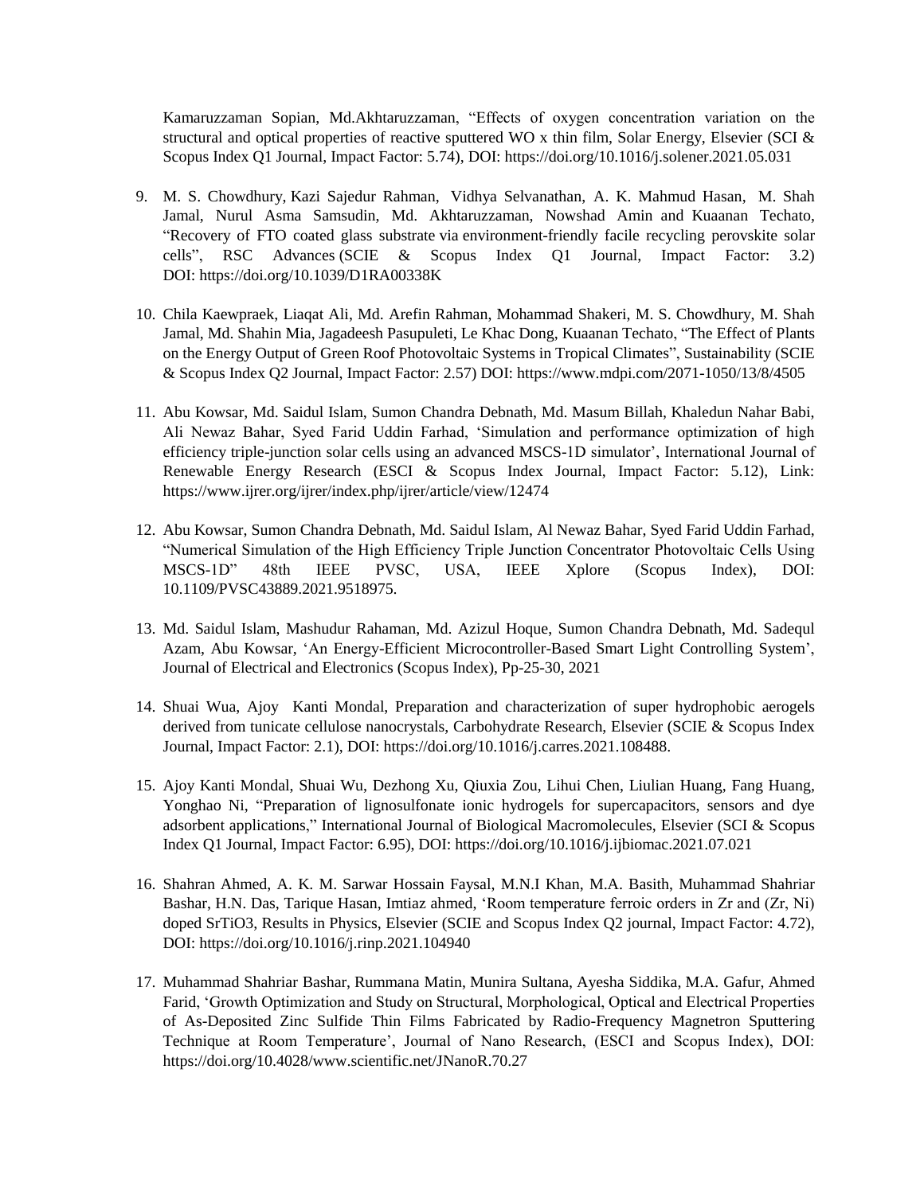Kamaruzzaman Sopian, Md.Akhtaruzzaman, “Effects of oxygen concentration variation on the structural and optical properties of reactive sputtered WO x thin film, Solar Energy, Elsevier (SCI & Scopus Index Q1 Journal, Impact Factor: 5.74), DOI: https://doi.org/10.1016/j.solener.2021.05.031

9. M. S. Chowdhury, Kazi Sajedur Rahman, Vidhya Selvanathan, A. K. Mahmud Hasan, M. Shah Jamal, Nurul Asma Samsudin, Md. Akhtaruzzaman, Nowshad Amin and Kuaanan Techato, “Recovery of FTO coated glass substrate via environment-friendly facile recycling perovskite solar cells”, RSC Advances (SCIE & Scopus Index Q1 Journal, Impact Factor: 3.2) DOI: https://doi.org/10.1039/D1RA00338K

10. Chila Kaewpraek, Liaqat Ali, Md. Arefin Rahman, Mohammad Shakeri, M. S. Chowdhury, M. Shah Jamal, Md. Shahin Mia, Jagadeesh Pasupuleti, Le Khac Dong, Kuaanan Techato, “The Effect of Plants on the Energy Output of Green Roof Photovoltaic Systems in Tropical Climates”, Sustainability (SCIE & Scopus Index Q2 Journal, Impact Factor: 2.57) DOI: https://www.mdpi.com/2071-1050/13/8/4505

11. Abu Kowsar, Md. Saidul Islam, Sumon Chandra Debnath, Md. Masum Billah, Khaledun Nahar Babi, Ali Newaz Bahar, Syed Farid Uddin Farhad, ‘Simulation and performance optimization of high efficiency triple-junction solar cells using an advanced MSCS-1D simulator’, International Journal of Renewable Energy Research (ESCI & Scopus Index Journal, Impact Factor: 5.12), Link: https://www.ijrer.org/ijrer/index.php/ijrer/article/view/12474

12. Abu Kowsar, Sumon Chandra Debnath, Md. Saidul Islam, Al Newaz Bahar, Syed Farid Uddin Farhad, “Numerical Simulation of the High Efficiency Triple Junction Concentrator Photovoltaic Cells Using MSCS-1D” 48th IEEE PVSC, USA, IEEE Xplore (Scopus Index), DOI: 10.1109/PVSC43889.2021.9518975.

13. Md. Saidul Islam, Mashudur Rahaman, Md. Azizul Hoque, Sumon Chandra Debnath, Md. Sadequl Azam, Abu Kowsar, ‘An Energy-Efficient Microcontroller-Based Smart Light Controlling System’, Journal of Electrical and Electronics (Scopus Index), Pp-25-30, 2021

14. Shuai Wua, Ajoy Kanti Mondal, Preparation and characterization of super hydrophobic aerogels derived from tunicate cellulose nanocrystals, Carbohydrate Research, Elsevier (SCIE & Scopus Index Journal, Impact Factor: 2.1), DOI: https://doi.org/10.1016/j.carres.2021.108488.

15. Ajoy Kanti Mondal, Shuai Wu, Dezhong Xu, Qiuxia Zou, Lihui Chen, Liulian Huang, Fang Huang, Yonghao Ni, “Preparation of lignosulfonate ionic hydrogels for supercapacitors, sensors and dye adsorbent applications,” International Journal of Biological Macromolecules, Elsevier (SCI & Scopus Index Q1 Journal, Impact Factor: 6.95), DOI: https://doi.org/10.1016/j.ijbiomac.2021.07.021

16. Shahran Ahmed, A. K. M. Sarwar Hossain Faysal, M.N.I Khan, M.A. Basith, Muhammad Shahriar Bashar, H.N. Das, Tarique Hasan, Imtiaz ahmed, ‘Room temperature ferroic orders in Zr and (Zr, Ni) doped $SrTiO_3$, Results in Physics, Elsevier (SCIE and Scopus Index Q2 journal, Impact Factor: 4.72), DOI: https://doi.org/10.1016/j.rinp.2021.104940

17. Muhammad Shahriar Bashar, Rummana Matin, Munira Sultana, Ayesha Siddika, M.A. Gafur, Ahmed Farid, ‘Growth Optimization and Study on Structural, Morphological, Optical and Electrical Properties of As-Deposited Zinc Sulfide Thin Films Fabricated by Radio-Frequency Magnetron Sputtering Technique at Room Temperature’, Journal of Nano Research, (ESCI and Scopus Index), DOI: https://doi.org/10.4028/www.scientific.net/JNanoR.70.27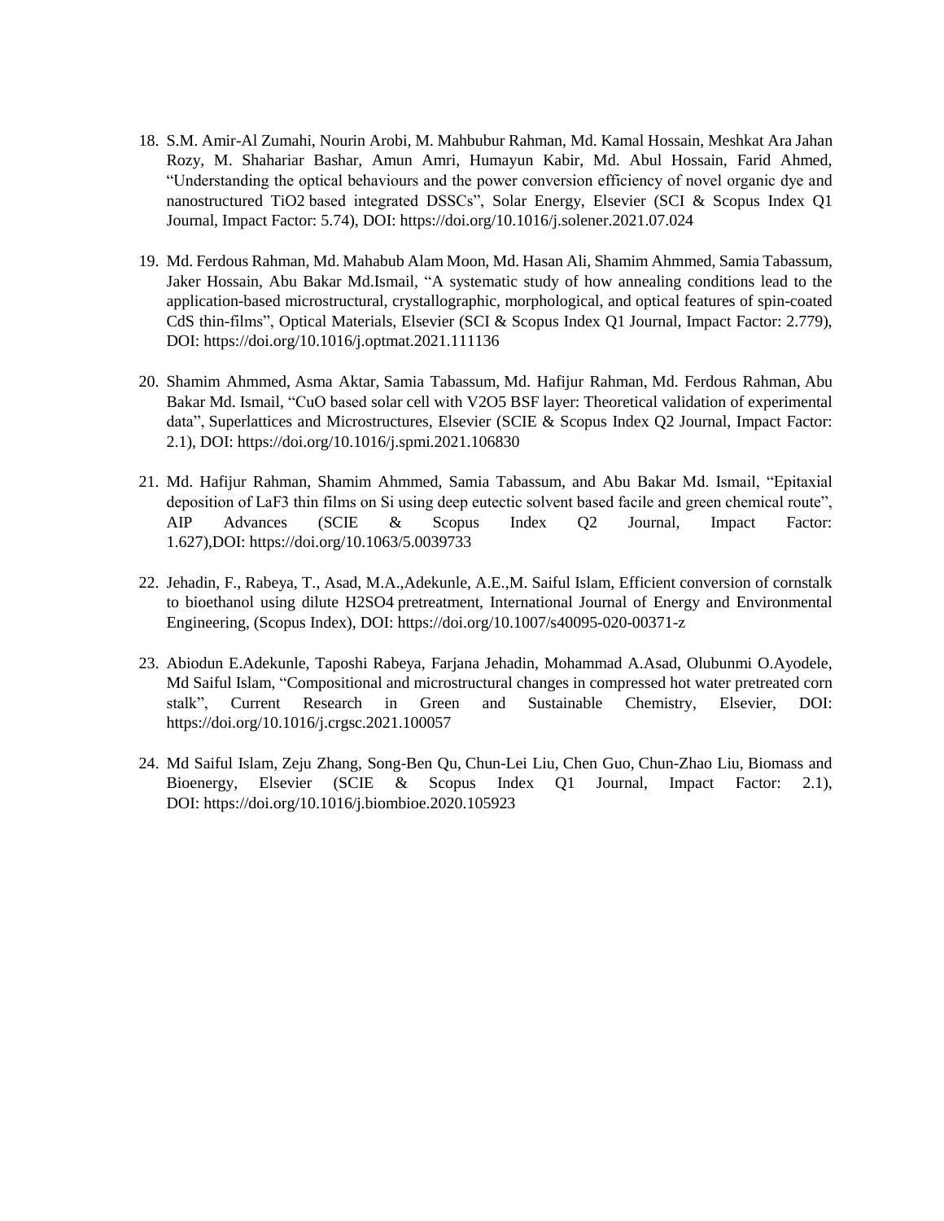18. S.M. Amir-Al Zumahi, Nourin Arobi, M. Mahbubur Rahman, Md. Kamal Hossain, Meshkat Ara Jahan Rozy, M. Shahariar Bashar, Amun Amri, Humayun Kabir, Md. Abul Hossain, Farid Ahmed, “Understanding the optical behaviours and the power conversion efficiency of novel organic dye and nanostructured $TiO_2$ based integrated DSSCs”, Solar Energy, Elsevier (SCI & Scopus Index Q1 Journal, Impact Factor: 5.74), DOI: https://doi.org/10.1016/j.solener.2021.07.024

19. Md. Ferdous Rahman, Md. Mahabub Alam Moon, Md. Hasan Ali, Shamim Ahmmed, Samia Tabassum, Jaker Hossain, Abu Bakar Md.Ismail, “A systematic study of how annealing conditions lead to the application-based microstructural, crystallographic, morphological, and optical features of spin-coated CdS thin-films”, Optical Materials, Elsevier (SCI & Scopus Index Q1 Journal, Impact Factor: 2.779), DOI: https://doi.org/10.1016/j.optmat.2021.111136

20. Shamim Ahmmed, Asma Aktar, Samia Tabassum, Md. Hafijur Rahman, Md. Ferdous Rahman, Abu Bakar Md. Ismail, “CuO based solar cell with $V_2O_5$ BSF layer: Theoretical validation of experimental data”, Superlattices and Microstructures, Elsevier (SCIE & Scopus Index Q2 Journal, Impact Factor: 2.1), DOI: https://doi.org/10.1016/j.spmi.2021.106830

21. Md. Hafijur Rahman, Shamim Ahmmed, Samia Tabassum, and Abu Bakar Md. Ismail, “Epitaxial deposition of $LaF_3$ thin films on Si using deep eutectic solvent based facile and green chemical route”, AIP Advances (SCIE & Scopus Index Q2 Journal, Impact Factor: 1.627),DOI: https://doi.org/10.1063/5.0039733

22. Jehadin, F., Rabeya, T., Asad, M.A.,Adekunle, A.E.,M. Saiful Islam, Efficient conversion of cornstalk to bioethanol using dilute $H_2SO_4$ pretreatment, International Journal of Energy and Environmental Engineering, (Scopus Index), DOI: https://doi.org/10.1007/s40095-020-00371-z

23. Abiodun E.Adekunle, Taposhi Rabeya, Farjana Jehadin, Mohammad A.Asad, Olubunmi O.Ayodele, Md Saiful Islam, “Compositional and microstructural changes in compressed hot water pretreated corn stalk”, Current Research in Green and Sustainable Chemistry, Elsevier, DOI: https://doi.org/10.1016/j.crgsc.2021.100057

24. Md Saiful Islam, Zeju Zhang, Song-Ben Qu, Chun-Lei Liu, Chen Guo, Chun-Zhao Liu, Biomass and Bioenergy, Elsevier (SCIE & Scopus Index Q1 Journal, Impact Factor: 2.1), DOI: https://doi.org/10.1016/j.biombioe.2020.105923